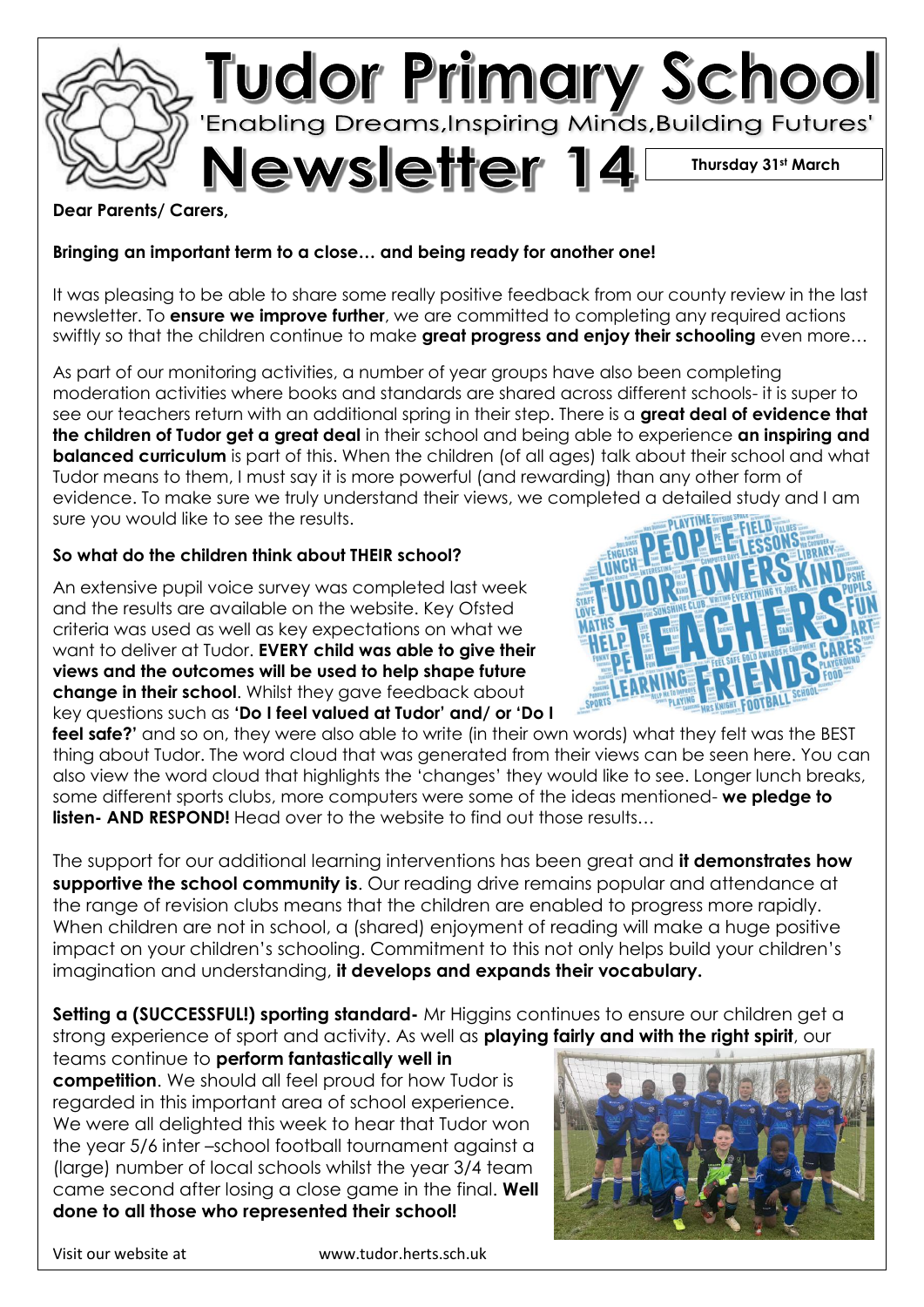# Tudor Primary School

'Enabling Dreams,Inspiring Minds,Building Futures'

# Newsletter 14

**Thursday 31st March**

**Dear Parents/ Carers,**

**Bringing an important term to a close… and being ready for another one!**

It was pleasing to be able to share some really positive feedback from our county review in the last newsletter. To **ensure we improve further**, we are committed to completing any required actions swiftly so that the children continue to make **great progress and enjoy their schooling** even more…

As part of our monitoring activities, a number of year groups have also been completing moderation activities where books and standards are shared across different schools- it is super to see our teachers return with an additional spring in their step. There is a **great deal of evidence that the children of Tudor get a great deal** in their school and being able to experience **an inspiring and balanced curriculum** is part of this. When the children (of all ages) talk about their school and what Tudor means to them, I must say it is more powerful (and rewarding) than any other form of evidence. To make sure we truly understand their views, we completed a detailed study and I am sure you would like to see the results.

**So what do the children think about THEIR school?**

An extensive pupil voice survey was completed last week and the results are available on the website. Key Ofsted criteria was used as well as key expectations on what we want to deliver at Tudor. **EVERY child was able to give their views and the outcomes will be used to help shape future change in their school**. Whilst they gave feedback about key questions such as **'Do I feel valued at Tudor' and/ or 'Do I feel safe?'** and so on, they were also able to write (in their own words) what they felt was the BEST thing about Tudor. The word cloud that was generated from their views can be seen here. You can also view the word cloud that highlights the 'changes' they would like to see. Longer lunch breaks, some different sports clubs, more computers were some of the ideas mentioned- **we pledge to listen- AND RESPOND!** Head over to the website to find out those results…

The support for our additional learning interventions has been great and **it demonstrates how supportive the school community is**. Our reading drive remains popular and attendance at the range of revision clubs means that the children are enabled to progress more rapidly. When children are not in school, a (shared) enjoyment of reading will make a huge positive impact on your children's schooling. Commitment to this not only helps build your children's imagination and understanding, **it develops and expands their vocabulary.**

**Setting a (SUCCESSFUL!) sporting standard-** Mr Higgins continues to ensure our children get a strong experience of sport and activity. As well as **playing fairly and with the right spirit**, our teams continue to **perform fantastically well in competition**. We should all feel proud for how Tudor is regarded in this important area of school experience. We were all delighted this week to hear that Tudor won the year 5/6 inter –school football tournament against a (large) number of local schools whilst the year 3/4 team came second after losing a close game in the final. **Well done to all those who represented their school!**

Visit our website at www.tudor.herts.sch.uk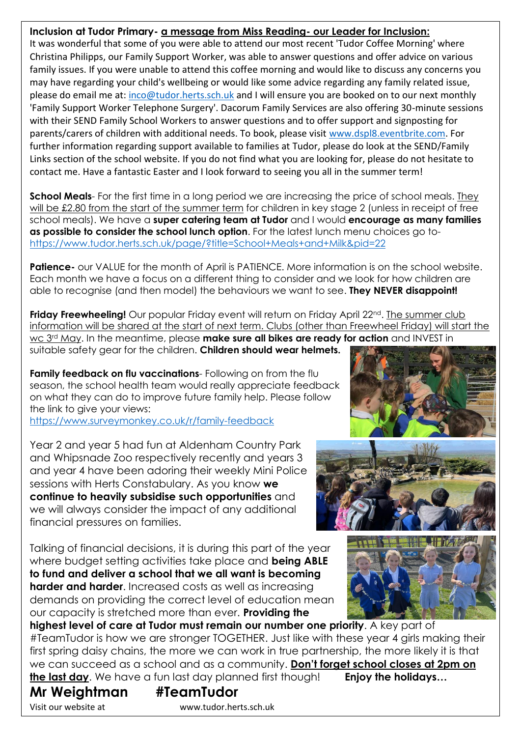**Inclusion at Tudor Primary-** **a message from Miss Reading- our Leader for Inclusion:**
It was wonderful that some of you were able to attend our most recent 'Tudor Coffee Morning' where Christina Philipps, our Family Support Worker, was able to answer questions and offer advice on various family issues. If you were unable to attend this coffee morning and would like to discuss any concerns you may have regarding your child's wellbeing or would like some advice regarding any family related issue, please do email me at: inco@tudor.herts.sch.uk and I will ensure you are booked on to our next monthly 'Family Support Worker Telephone Surgery'. Dacorum Family Services are also offering 30-minute sessions with their SEND Family School Workers to answer questions and to offer support and signposting for parents/carers of children with additional needs. To book, please visit www.dspl8.eventbrite.com. For further information regarding support available to families at Tudor, please do look at the SEND/Family Links section of the school website. If you do not find what you are looking for, please do not hesitate to contact me. Have a fantastic Easter and I look forward to seeing you all in the summer term!

**School Meals**- For the first time in a long period we are increasing the price of school meals. They will be £2.80 from the start of the summer term for children in key stage 2 (unless in receipt of free school meals). We have a **super catering team at Tudor** and I would **encourage as many families as possible to consider the school lunch option**. For the latest lunch menu choices go to- https://www.tudor.herts.sch.uk/page/?title=School+Meals+and+Milk&pid=22

**Patience-** our VALUE for the month of April is PATIENCE. More information is on the school website. Each month we have a focus on a different thing to consider and we look for how children are able to recognise (and then model) the behaviours we want to see. **They NEVER disappoint!**

**Friday Freewheeling!** Our popular Friday event will return on Friday April 22nd. The summer club information will be shared at the start of next term. Clubs (other than Freewheel Friday) will start the wc 3rd May. In the meantime, please **make sure all bikes are ready for action** and INVEST in suitable safety gear for the children. **Children should wear helmets.**

**Family feedback on flu vaccinations**- Following on from the flu season, the school health team would really appreciate feedback on what they can do to improve future family help. Please follow the link to give your views:
https://www.surveymonkey.co.uk/r/family-feedback

Year 2 and year 5 had fun at Aldenham Country Park and Whipsnade Zoo respectively recently and years 3 and year 4 have been adoring their weekly Mini Police sessions with Herts Constabulary. As you know **we continue to heavily subsidise such opportunities** and we will always consider the impact of any additional financial pressures on families.

Talking of financial decisions, it is during this part of the year where budget setting activities take place and **being ABLE to fund and deliver a school that we all want is becoming harder and harder**. Increased costs as well as increasing demands on providing the correct level of education mean our capacity is stretched more than ever. **Providing the highest level of care at Tudor must remain our number one priority**. A key part of #TeamTudor is how we are stronger TOGETHER. Just like with these year 4 girls making their first spring daisy chains, the more we can work in true partnership, the more likely it is that we can succeed as a school and as a community. **Don't forget school closes at 2pm on the last day**. We have a fun last day planned first though! **Enjoy the holidays…**

**Mr Weightman #TeamTudor**

Visit our website at www.tudor.herts.sch.uk